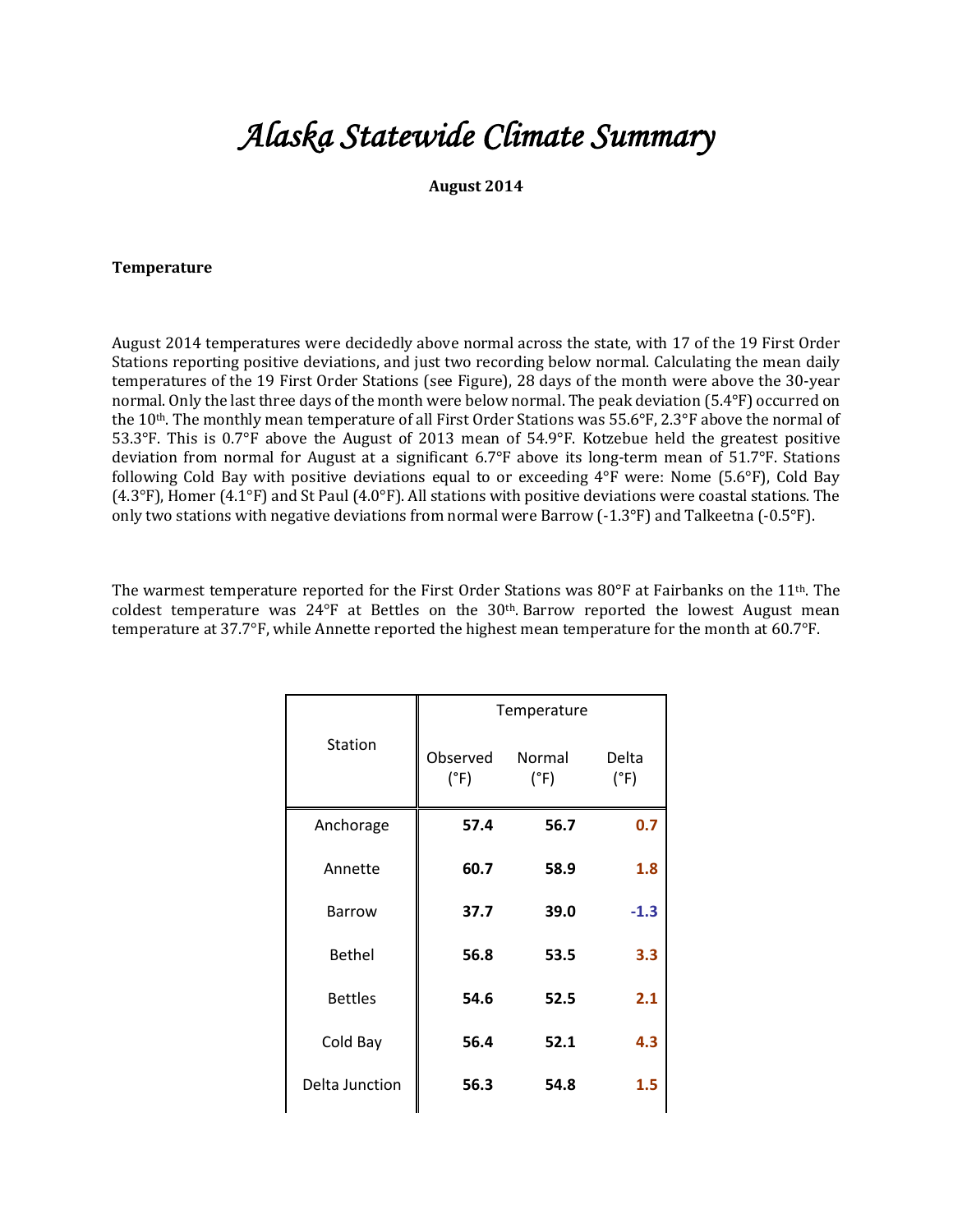# *Alaska Statewide Climate Summary*

**August 2014**

**Temperature**

August 2014 temperatures were decidedly above normal across the state, with 17 of the 19 First Order Stations reporting positive deviations, and just two recording below normal. Calculating the mean daily temperatures of the 19 First Order Stations (see Figure), 28 days of the month were above the 30-year normal. Only the last three days of the month were below normal. The peak deviation (5.4°F) occurred on the 10th. The monthly mean temperature of all First Order Stations was 55.6°F, 2.3°F above the normal of 53.3°F. This is 0.7°F above the August of 2013 mean of 54.9°F. Kotzebue held the greatest positive deviation from normal for August at a significant 6.7°F above its long-term mean of 51.7°F. Stations following Cold Bay with positive deviations equal to or exceeding 4°F were: Nome (5.6°F), Cold Bay (4.3°F), Homer (4.1°F) and St Paul (4.0°F). All stations with positive deviations were coastal stations. The only two stations with negative deviations from normal were Barrow (-1.3°F) and Talkeetna (-0.5°F).

The warmest temperature reported for the First Order Stations was 80°F at Fairbanks on the 11th. The coldest temperature was 24°F at Bettles on the 30th. Barrow reported the lowest August mean temperature at 37.7°F, while Annette reported the highest mean temperature for the month at 60.7°F.

| Station | Temperature | | |
|---|---|---|---|
| | Observed (°F) | Normal (°F) | Delta (°F) |
| Anchorage | **57.4** | **56.7** | **0.7** |
| Annette | **60.7** | **58.9** | **1.8** |
| Barrow | **37.7** | **39.0** | **-1.3** |
| Bethel | **56.8** | **53.5** | **3.3** |
| Bettles | **54.6** | **52.5** | **2.1** |
| Cold Bay | **56.4** | **52.1** | **4.3** |
| Delta Junction | **56.3** | **54.8** | **1.5** |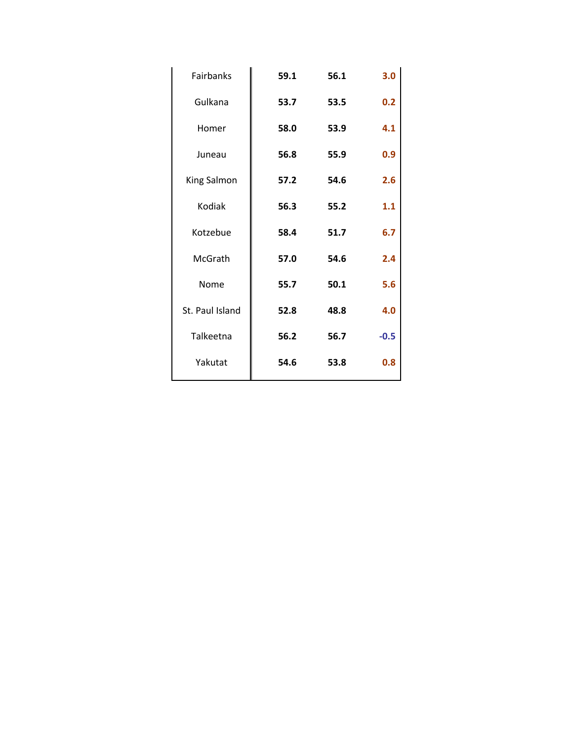| | | | |
|---|---|---|---|
| Fairbanks | **59.1** | **56.1** | **3.0** |
| Gulkana | **53.7** | **53.5** | **0.2** |
| Homer | **58.0** | **53.9** | **4.1** |
| Juneau | **56.8** | **55.9** | **0.9** |
| King Salmon | **57.2** | **54.6** | **2.6** |
| Kodiak | **56.3** | **55.2** | **1.1** |
| Kotzebue | **58.4** | **51.7** | **6.7** |
| McGrath | **57.0** | **54.6** | **2.4** |
| Nome | **55.7** | **50.1** | **5.6** |
| St. Paul Island | **52.8** | **48.8** | **4.0** |
| Talkeetna | **56.2** | **56.7** | **-0.5** |
| Yakutat | **54.6** | **53.8** | **0.8** |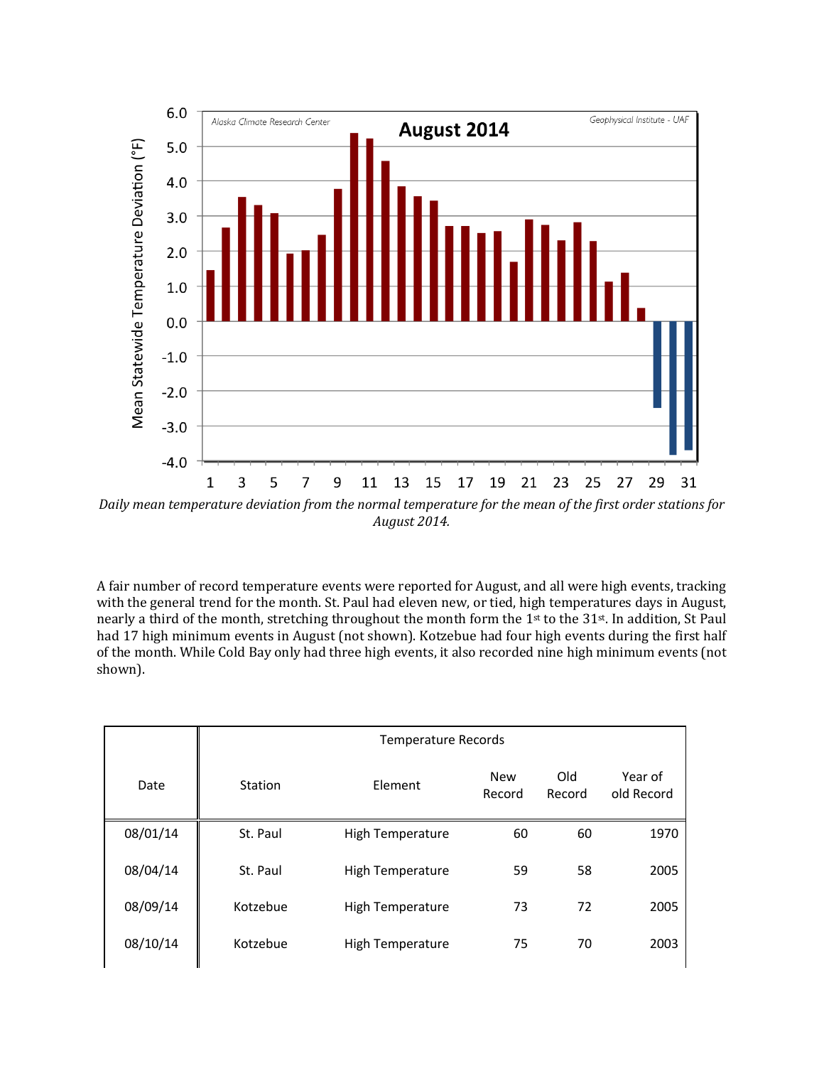*Daily mean temperature deviation from the normal temperature for the mean of the first order stations for August 2014.*

A fair number of record temperature events were reported for August, and all were high events, tracking with the general trend for the month. St. Paul had eleven new, or tied, high temperatures days in August, nearly a third of the month, stretching throughout the month form the 1st to the 31st. In addition, St Paul had 17 high minimum events in August (not shown). Kotzebue had four high events during the first half of the month. While Cold Bay only had three high events, it also recorded nine high minimum events (not shown).

| Date | Temperature Records | | | | |
|---|---|---|---|---|---|
| | Station | Element | New Record | Old Record | Year of old Record |
| 08/01/14 | St. Paul | High Temperature | 60 | 60 | 1970 |
| 08/04/14 | St. Paul | High Temperature | 59 | 58 | 2005 |
| 08/09/14 | Kotzebue | High Temperature | 73 | 72 | 2005 |
| 08/10/14 | Kotzebue | High Temperature | 75 | 70 | 2003 |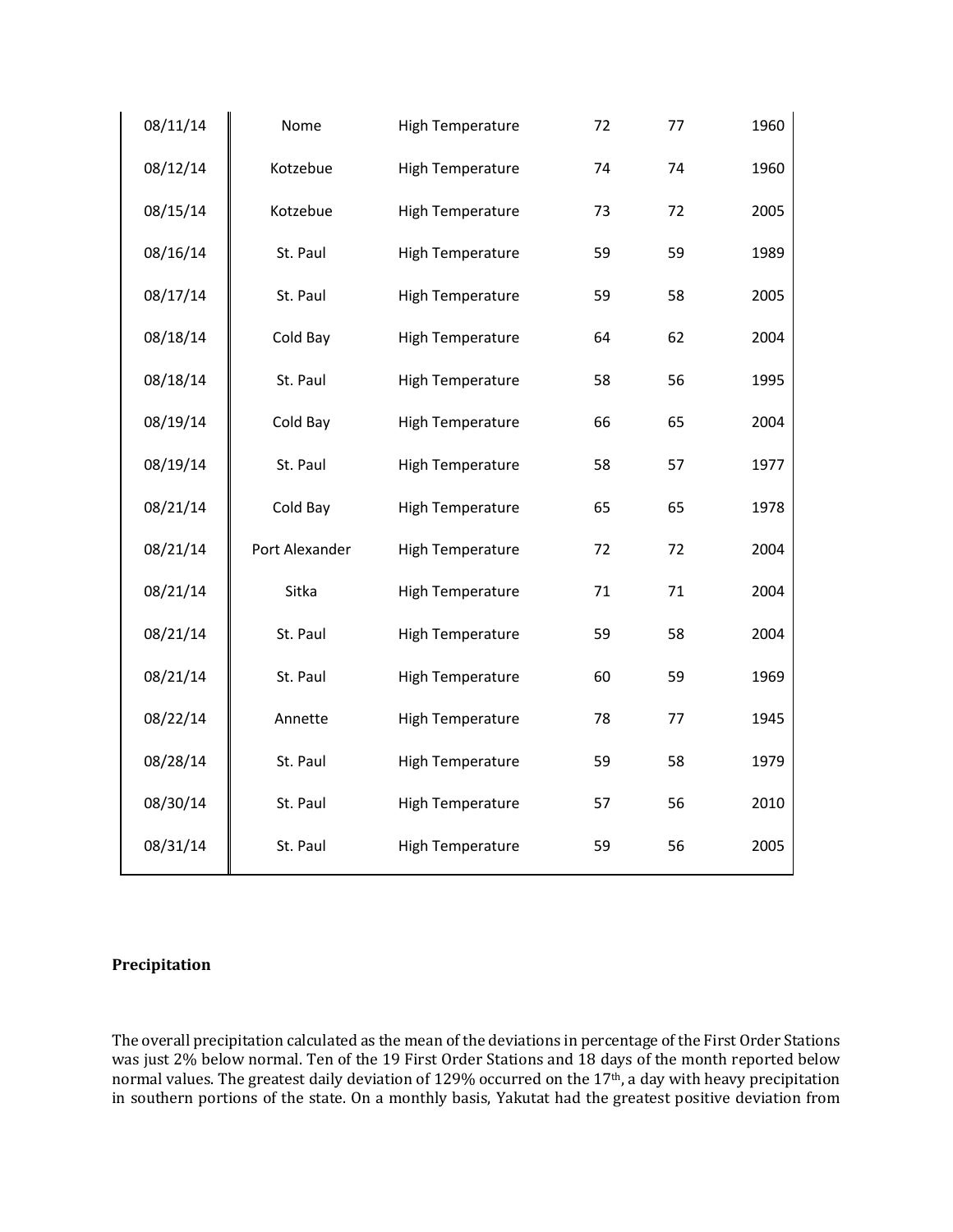| | | | | | |
|---|---|---|---|---|---|
| 08/11/14 | Nome | High Temperature | 72 | 77 | 1960 |
| 08/12/14 | Kotzebue | High Temperature | 74 | 74 | 1960 |
| 08/15/14 | Kotzebue | High Temperature | 73 | 72 | 2005 |
| 08/16/14 | St. Paul | High Temperature | 59 | 59 | 1989 |
| 08/17/14 | St. Paul | High Temperature | 59 | 58 | 2005 |
| 08/18/14 | Cold Bay | High Temperature | 64 | 62 | 2004 |
| 08/18/14 | St. Paul | High Temperature | 58 | 56 | 1995 |
| 08/19/14 | Cold Bay | High Temperature | 66 | 65 | 2004 |
| 08/19/14 | St. Paul | High Temperature | 58 | 57 | 1977 |
| 08/21/14 | Cold Bay | High Temperature | 65 | 65 | 1978 |
| 08/21/14 | Port Alexander | High Temperature | 72 | 72 | 2004 |
| 08/21/14 | Sitka | High Temperature | 71 | 71 | 2004 |
| 08/21/14 | St. Paul | High Temperature | 59 | 58 | 2004 |
| 08/21/14 | St. Paul | High Temperature | 60 | 59 | 1969 |
| 08/22/14 | Annette | High Temperature | 78 | 77 | 1945 |
| 08/28/14 | St. Paul | High Temperature | 59 | 58 | 1979 |
| 08/30/14 | St. Paul | High Temperature | 57 | 56 | 2010 |
| 08/31/14 | St. Paul | High Temperature | 59 | 56 | 2005 |

## Precipitation

The overall precipitation calculated as the mean of the deviations in percentage of the First Order Stations was just 2% below normal. Ten of the 19 First Order Stations and 18 days of the month reported below normal values. The greatest daily deviation of 129% occurred on the 17th, a day with heavy precipitation in southern portions of the state. On a monthly basis, Yakutat had the greatest positive deviation from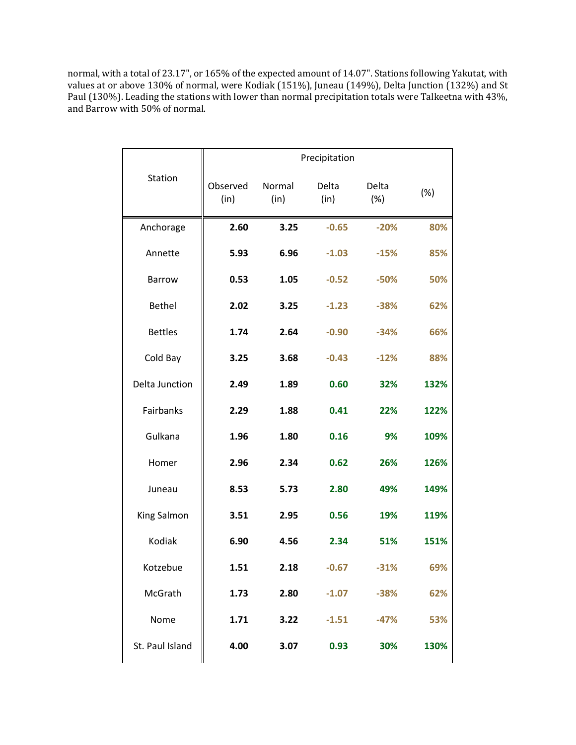normal, with a total of 23.17", or 165% of the expected amount of 14.07". Stations following Yakutat, with values at or above 130% of normal, were Kodiak (151%), Juneau (149%), Delta Junction (132%) and St Paul (130%). Leading the stations with lower than normal precipitation totals were Talkeetna with 43%, and Barrow with 50% of normal.

| Station | Precipitation | | | | |
|---|---|---|---|---|---|
| | Observed (in) | Normal (in) | Delta (in) | Delta (%) | (%) |
| Anchorage | **2.60** | **3.25** | **-0.65** | **-20%** | **80%** |
| Annette | **5.93** | **6.96** | **-1.03** | **-15%** | **85%** |
| Barrow | **0.53** | **1.05** | **-0.52** | **-50%** | **50%** |
| Bethel | **2.02** | **3.25** | **-1.23** | **-38%** | **62%** |
| Bettles | **1.74** | **2.64** | **-0.90** | **-34%** | **66%** |
| Cold Bay | **3.25** | **3.68** | **-0.43** | **-12%** | **88%** |
| Delta Junction | **2.49** | **1.89** | **0.60** | **32%** | **132%** |
| Fairbanks | **2.29** | **1.88** | **0.41** | **22%** | **122%** |
| Gulkana | **1.96** | **1.80** | **0.16** | **9%** | **109%** |
| Homer | **2.96** | **2.34** | **0.62** | **26%** | **126%** |
| Juneau | **8.53** | **5.73** | **2.80** | **49%** | **149%** |
| King Salmon | **3.51** | **2.95** | **0.56** | **19%** | **119%** |
| Kodiak | **6.90** | **4.56** | **2.34** | **51%** | **151%** |
| Kotzebue | **1.51** | **2.18** | **-0.67** | **-31%** | **69%** |
| McGrath | **1.73** | **2.80** | **-1.07** | **-38%** | **62%** |
| Nome | **1.71** | **3.22** | **-1.51** | **-47%** | **53%** |
| St. Paul Island | **4.00** | **3.07** | **0.93** | **30%** | **130%** |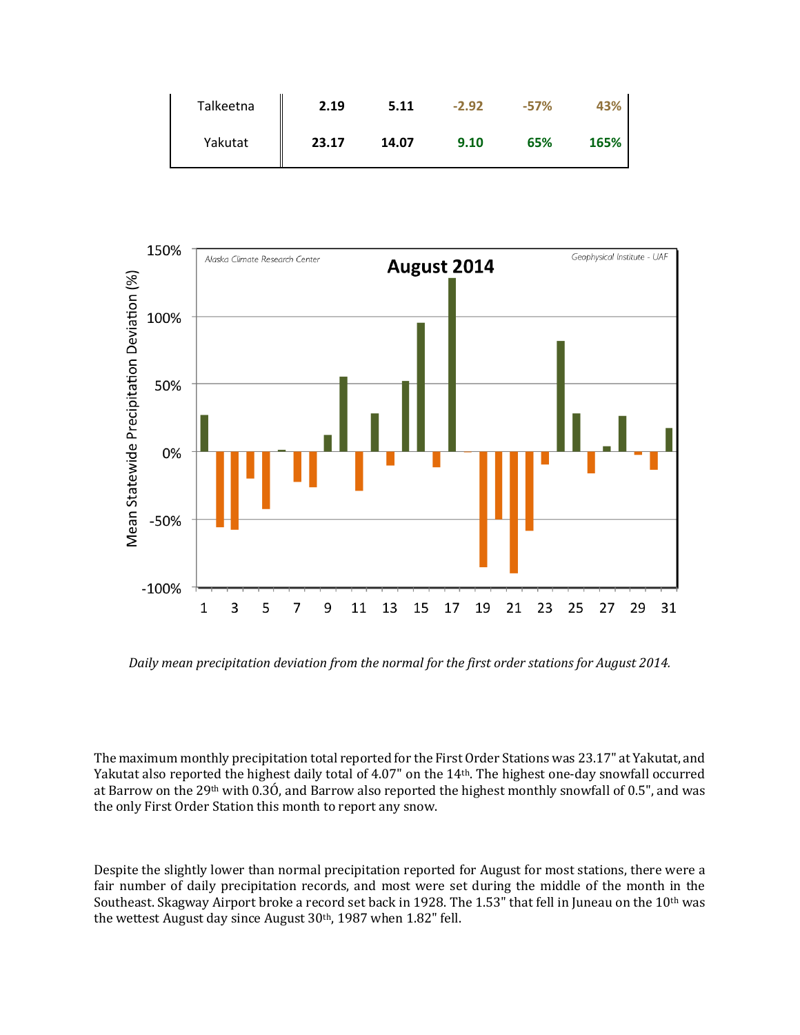| | | | | | |
|---|---|---|---|---|---|
| Talkeetna | **2.19** | **5.11** | -2.92 | -57% | 43% |
| Yakutat | **23.17** | **14.07** | 9.10 | 65% | 165% |

*Daily mean precipitation deviation from the normal for the first order stations for August 2014.*

The maximum monthly precipitation total reported for the First Order Stations was 23.17" at Yakutat, and Yakutat also reported the highest daily total of 4.07" on the 14th. The highest one-day snowfall occurred at Barrow on the 29th with 0.3Ó, and Barrow also reported the highest monthly snowfall of 0.5", and was the only First Order Station this month to report any snow.

Despite the slightly lower than normal precipitation reported for August for most stations, there were a fair number of daily precipitation records, and most were set during the middle of the month in the Southeast. Skagway Airport broke a record set back in 1928. The 1.53" that fell in Juneau on the 10th was the wettest August day since August 30th, 1987 when 1.82" fell.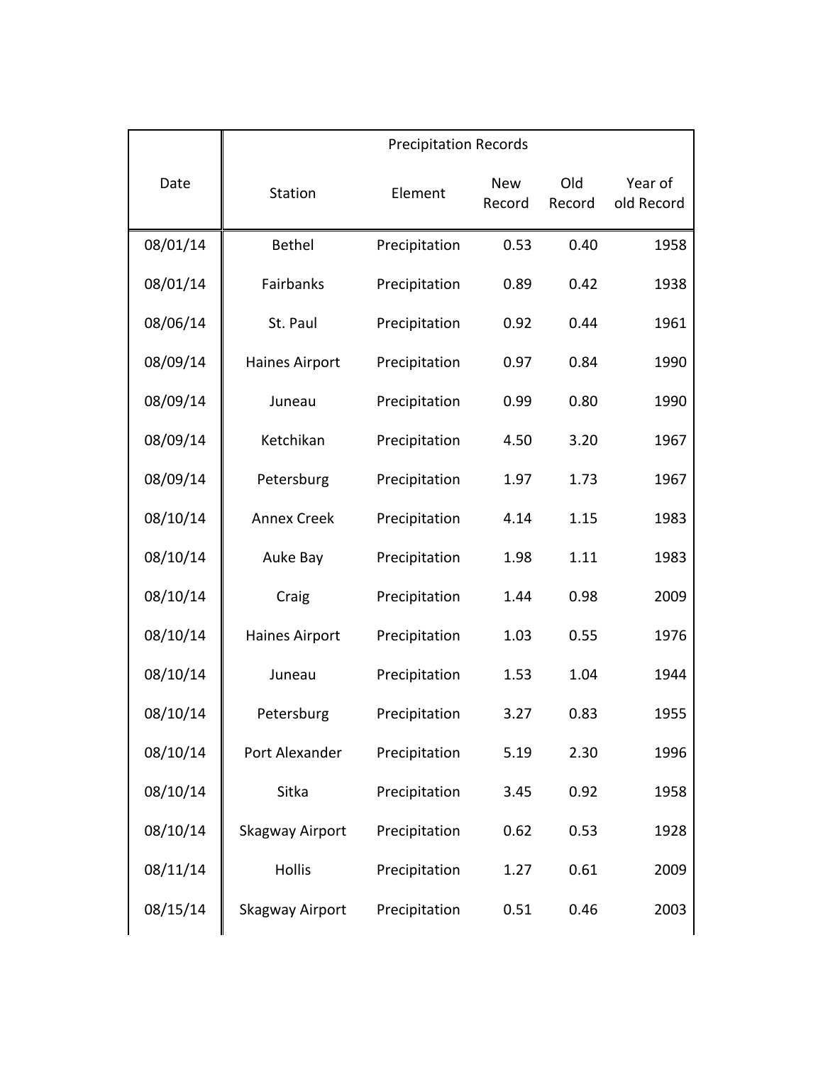| Date | Precipitation Records | | | | |
|---|---|---|---|---|---|
| | Station | Element | New Record | Old Record | Year of old Record |
| 08/01/14 | Bethel | Precipitation | 0.53 | 0.40 | 1958 |
| 08/01/14 | Fairbanks | Precipitation | 0.89 | 0.42 | 1938 |
| 08/06/14 | St. Paul | Precipitation | 0.92 | 0.44 | 1961 |
| 08/09/14 | Haines Airport | Precipitation | 0.97 | 0.84 | 1990 |
| 08/09/14 | Juneau | Precipitation | 0.99 | 0.80 | 1990 |
| 08/09/14 | Ketchikan | Precipitation | 4.50 | 3.20 | 1967 |
| 08/09/14 | Petersburg | Precipitation | 1.97 | 1.73 | 1967 |
| 08/10/14 | Annex Creek | Precipitation | 4.14 | 1.15 | 1983 |
| 08/10/14 | Auke Bay | Precipitation | 1.98 | 1.11 | 1983 |
| 08/10/14 | Craig | Precipitation | 1.44 | 0.98 | 2009 |
| 08/10/14 | Haines Airport | Precipitation | 1.03 | 0.55 | 1976 |
| 08/10/14 | Juneau | Precipitation | 1.53 | 1.04 | 1944 |
| 08/10/14 | Petersburg | Precipitation | 3.27 | 0.83 | 1955 |
| 08/10/14 | Port Alexander | Precipitation | 5.19 | 2.30 | 1996 |
| 08/10/14 | Sitka | Precipitation | 3.45 | 0.92 | 1958 |
| 08/10/14 | Skagway Airport | Precipitation | 0.62 | 0.53 | 1928 |
| 08/11/14 | Hollis | Precipitation | 1.27 | 0.61 | 2009 |
| 08/15/14 | Skagway Airport | Precipitation | 0.51 | 0.46 | 2003 |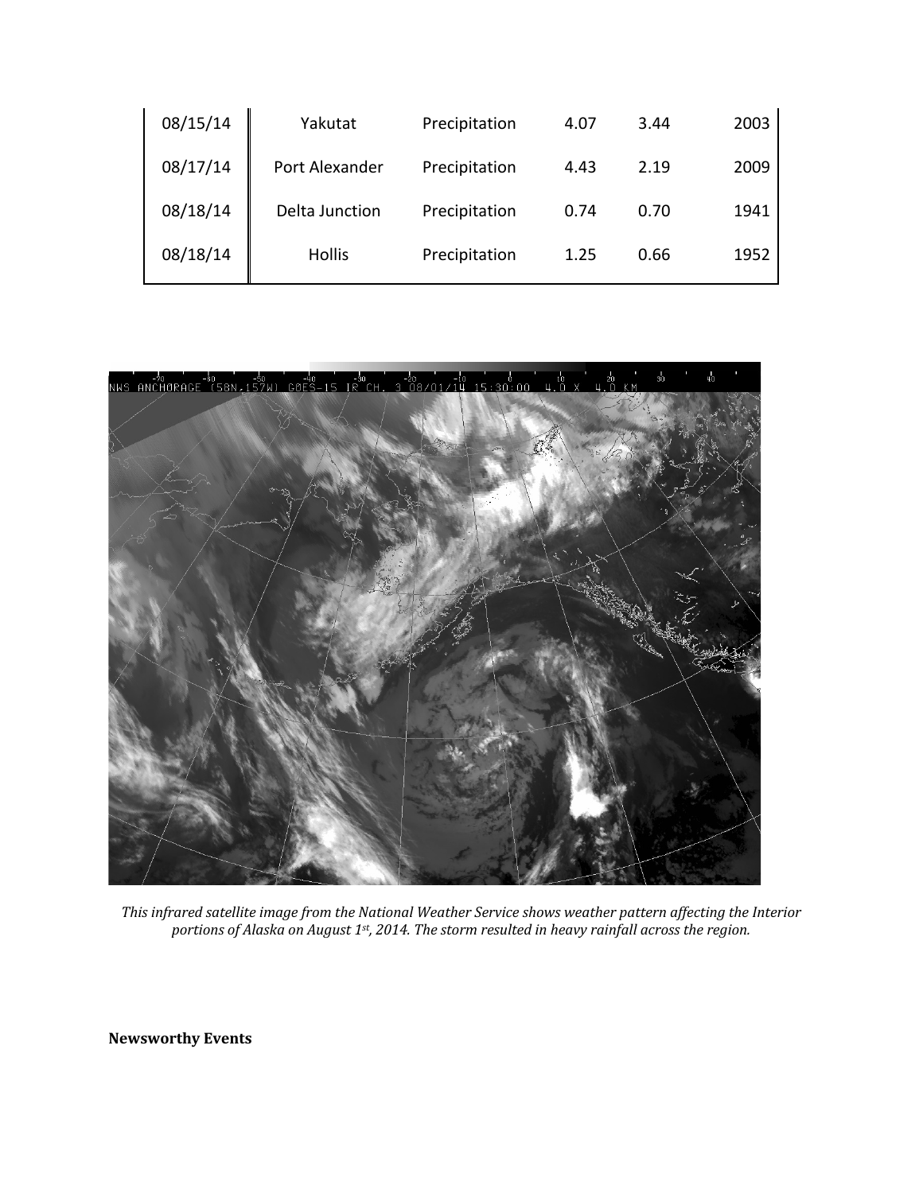| | | | | | |
|---|---|---|---|---|---|
| 08/15/14 | Yakutat | Precipitation | 4.07 | 3.44 | 2003 |
| 08/17/14 | Port Alexander | Precipitation | 4.43 | 2.19 | 2009 |
| 08/18/14 | Delta Junction | Precipitation | 0.74 | 0.70 | 1941 |
| 08/18/14 | Hollis | Precipitation | 1.25 | 0.66 | 1952 |

*This infrared satellite image from the National Weather Service shows weather pattern affecting the Interior portions of Alaska on August 1st, 2014. The storm resulted in heavy rainfall across the region.*

**Newsworthy Events**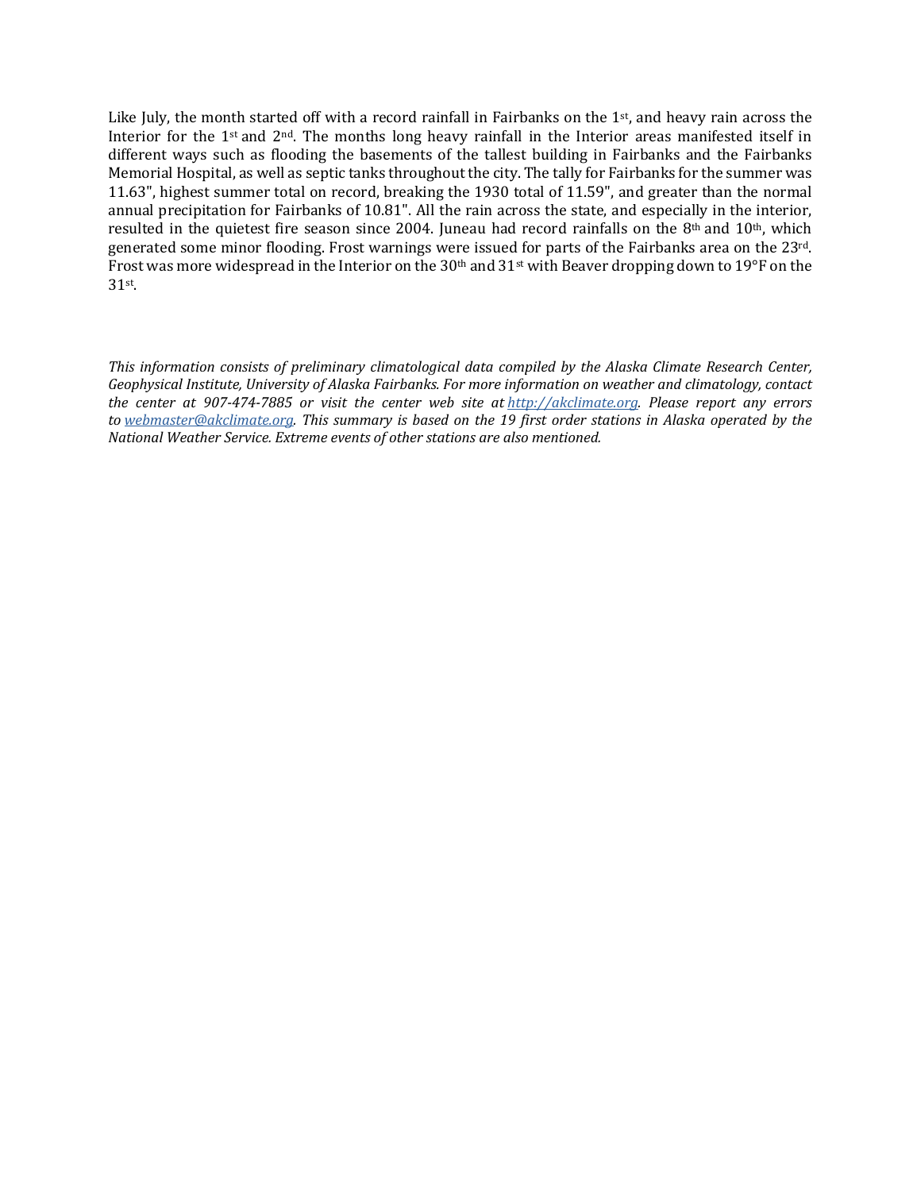Like July, the month started off with a record rainfall in Fairbanks on the 1st, and heavy rain across the Interior for the 1st and 2nd. The months long heavy rainfall in the Interior areas manifested itself in different ways such as flooding the basements of the tallest building in Fairbanks and the Fairbanks Memorial Hospital, as well as septic tanks throughout the city. The tally for Fairbanks for the summer was 11.63", highest summer total on record, breaking the 1930 total of 11.59", and greater than the normal annual precipitation for Fairbanks of 10.81". All the rain across the state, and especially in the interior, resulted in the quietest fire season since 2004. Juneau had record rainfalls on the 8th and 10th, which generated some minor flooding. Frost warnings were issued for parts of the Fairbanks area on the 23rd. Frost was more widespread in the Interior on the 30th and 31st with Beaver dropping down to 19°F on the 31st.

*This information consists of preliminary climatological data compiled by the Alaska Climate Research Center, Geophysical Institute, University of Alaska Fairbanks. For more information on weather and climatology, contact the center at 907-474-7885 or visit the center web site at [http://akclimate.org](http://akclimate.org). Please report any errors to [webmaster@akclimate.org](mailto:webmaster@akclimate.org). This summary is based on the 19 first order stations in Alaska operated by the National Weather Service. Extreme events of other stations are also mentioned.*